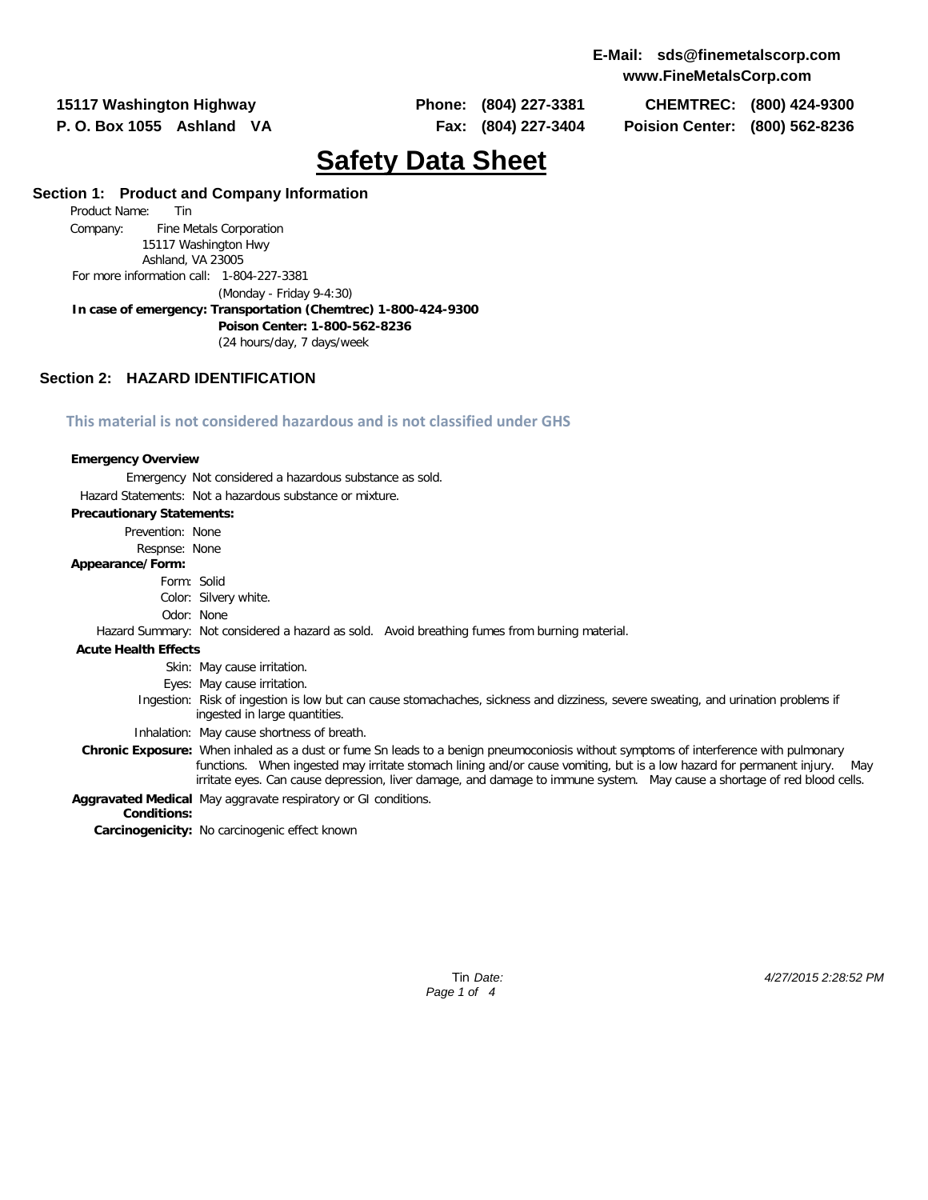**E-Mail: sds@finemetalscorp.com**
**www.FineMetalsCorp.com**

**15117 Washington Highway**
**P. O. Box 1055 Ashland VA**

**Phone: (804) 227-3381**
**Fax: (804) 227-3404**

**CHEMTREC: (800) 424-9300**
**Poision Center: (800) 562-8236**

# Safety Data Sheet

## Section 1: Product and Company Information

Product Name: Tin

Company: Fine Metals Corporation
15117 Washington Hwy
Ashland, VA 23005

For more information call: 1-804-227-3381
(Monday - Friday 9-4:30)

**In case of emergency: Transportation (Chemtrec) 1-800-424-9300**
**Poison Center: 1-800-562-8236**
(24 hours/day, 7 days/week

## Section 2: HAZARD IDENTIFICATION

**This material is not considered hazardous and is not classified under GHS**

**Emergency Overview**

Emergency: Not considered a hazardous substance as sold.

Hazard Statements: Not a hazardous substance or mixture.

**Precautionary Statements:**

Prevention: None

Respnse: None

**Appearance/Form:**

Form: Solid

Color: Silvery white.

Odor: None

Hazard Summary: Not considered a hazard as sold. Avoid breathing fumes from burning material.

**Acute Health Effects**

Skin: May cause irritation.

Eyes: May cause irritation.

Ingestion: Risk of ingestion is low but can cause stomachaches, sickness and dizziness, severe sweating, and urination problems if ingested in large quantities.

Inhalation: May cause shortness of breath.

**Chronic Exposure:** When inhaled as a dust or fume Sn leads to a benign pneumoconiosis without symptoms of interference with pulmonary functions. When ingested may irritate stomach lining and/or cause vomiting, but is a low hazard for permanent injury. May irritate eyes. Can cause depression, liver damage, and damage to immune system. May cause a shortage of red blood cells.

**Aggravated Medical Conditions:** May aggravate respiratory or GI conditions.

**Carcinogenicity:** No carcinogenic effect known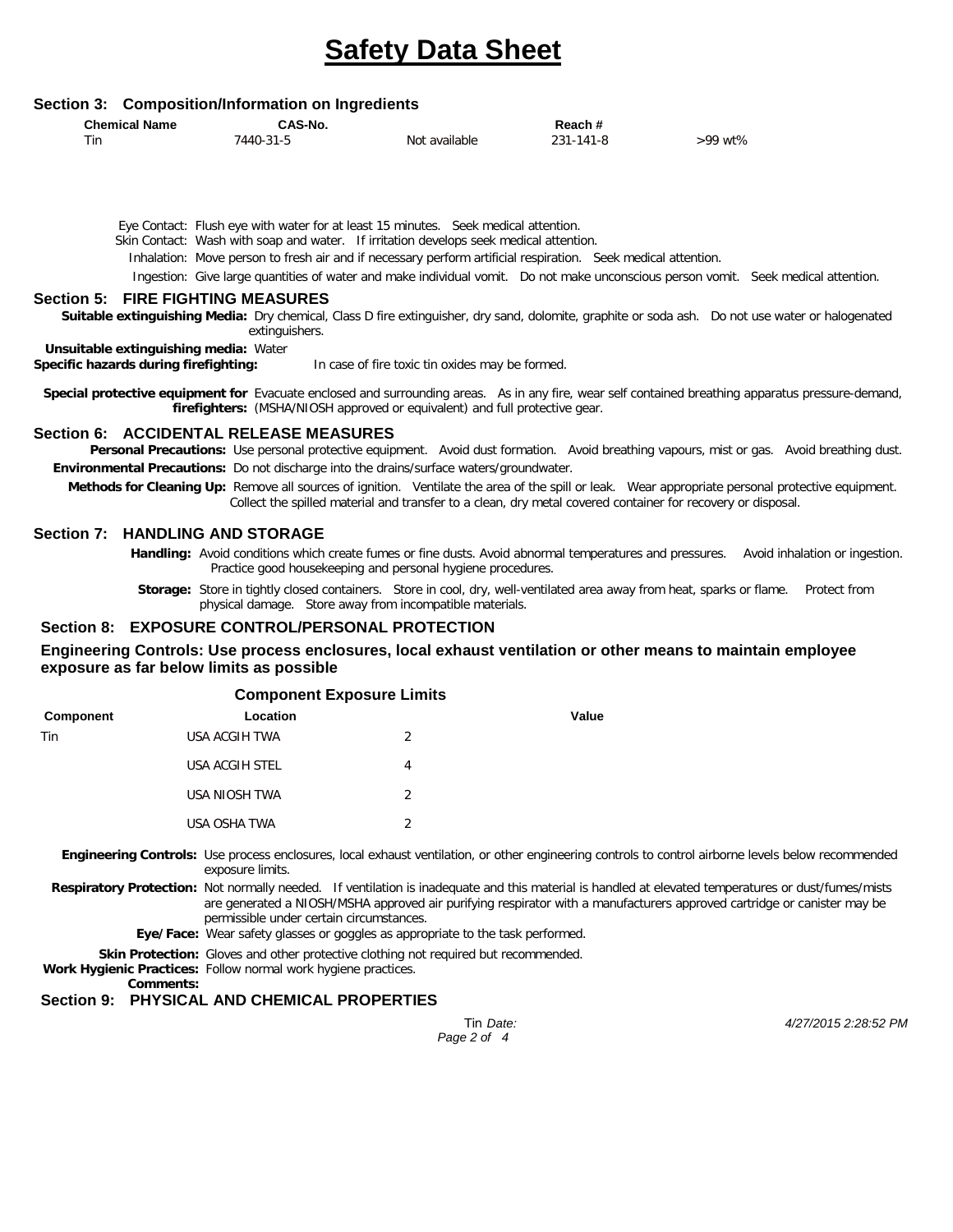# Safety Data Sheet

## Section 3: Composition/Information on Ingredients

| Chemical Name | CAS-No. | | Reach # | |
|---|---|---|---|---|
| Tin | 7440-31-5 | Not available | 231-141-8 | >99 wt% |

Eye Contact: Flush eye with water for at least 15 minutes. Seek medical attention.

Skin Contact: Wash with soap and water. If irritation develops seek medical attention.

Inhalation: Move person to fresh air and if necessary perform artificial respiration. Seek medical attention.

Ingestion: Give large quantities of water and make individual vomit. Do not make unconscious person vomit. Seek medical attention.

## Section 5: FIRE FIGHTING MEASURES

**Suitable extinguishing Media:** Dry chemical, Class D fire extinguisher, dry sand, dolomite, graphite or soda ash. Do not use water or halogenated extinguishers.

**Unsuitable extinguishing media:** Water

**Specific hazards during firefighting:** In case of fire toxic tin oxides may be formed.

**Special protective equipment for firefighters:** Evacuate enclosed and surrounding areas. As in any fire, wear self contained breathing apparatus pressure-demand, (MSHA/NIOSH approved or equivalent) and full protective gear.

## Section 6: ACCIDENTAL RELEASE MEASURES

**Personal Precautions:** Use personal protective equipment. Avoid dust formation. Avoid breathing vapours, mist or gas. Avoid breathing dust.

**Environmental Precautions:** Do not discharge into the drains/surface waters/groundwater.

**Methods for Cleaning Up:** Remove all sources of ignition. Ventilate the area of the spill or leak. Wear appropriate personal protective equipment. Collect the spilled material and transfer to a clean, dry metal covered container for recovery or disposal.

## Section 7: HANDLING AND STORAGE

**Handling:** Avoid conditions which create fumes or fine dusts. Avoid abnormal temperatures and pressures. Avoid inhalation or ingestion. Practice good housekeeping and personal hygiene procedures.

**Storage:** Store in tightly closed containers. Store in cool, dry, well-ventilated area away from heat, sparks or flame. Protect from physical damage. Store away from incompatible materials.

## Section 8: EXPOSURE CONTROL/PERSONAL PROTECTION

**Engineering Controls: Use process enclosures, local exhaust ventilation or other means to maintain employee exposure as far below limits as possible**

**Component Exposure Limits**

| Component | Location | Value |
|---|---|---|
| Tin | USA ACGIH TWA | 2 |
| | USA ACGIH STEL | 4 |
| | USA NIOSH TWA | 2 |
| | USA OSHA TWA | 2 |

**Engineering Controls:** Use process enclosures, local exhaust ventilation, or other engineering controls to control airborne levels below recommended exposure limits.

**Respiratory Protection:** Not normally needed. If ventilation is inadequate and this material is handled at elevated temperatures or dust/fumes/mists are generated a NIOSH/MSHA approved air purifying respirator with a manufacturers approved cartridge or canister may be permissible under certain circumstances.

**Eye/Face:** Wear safety glasses or goggles as appropriate to the task performed.

**Skin Protection:** Gloves and other protective clothing not required but recommended.

**Work Hygienic Practices:** Follow normal work hygiene practices.

**Comments:**

## Section 9: PHYSICAL AND CHEMICAL PROPERTIES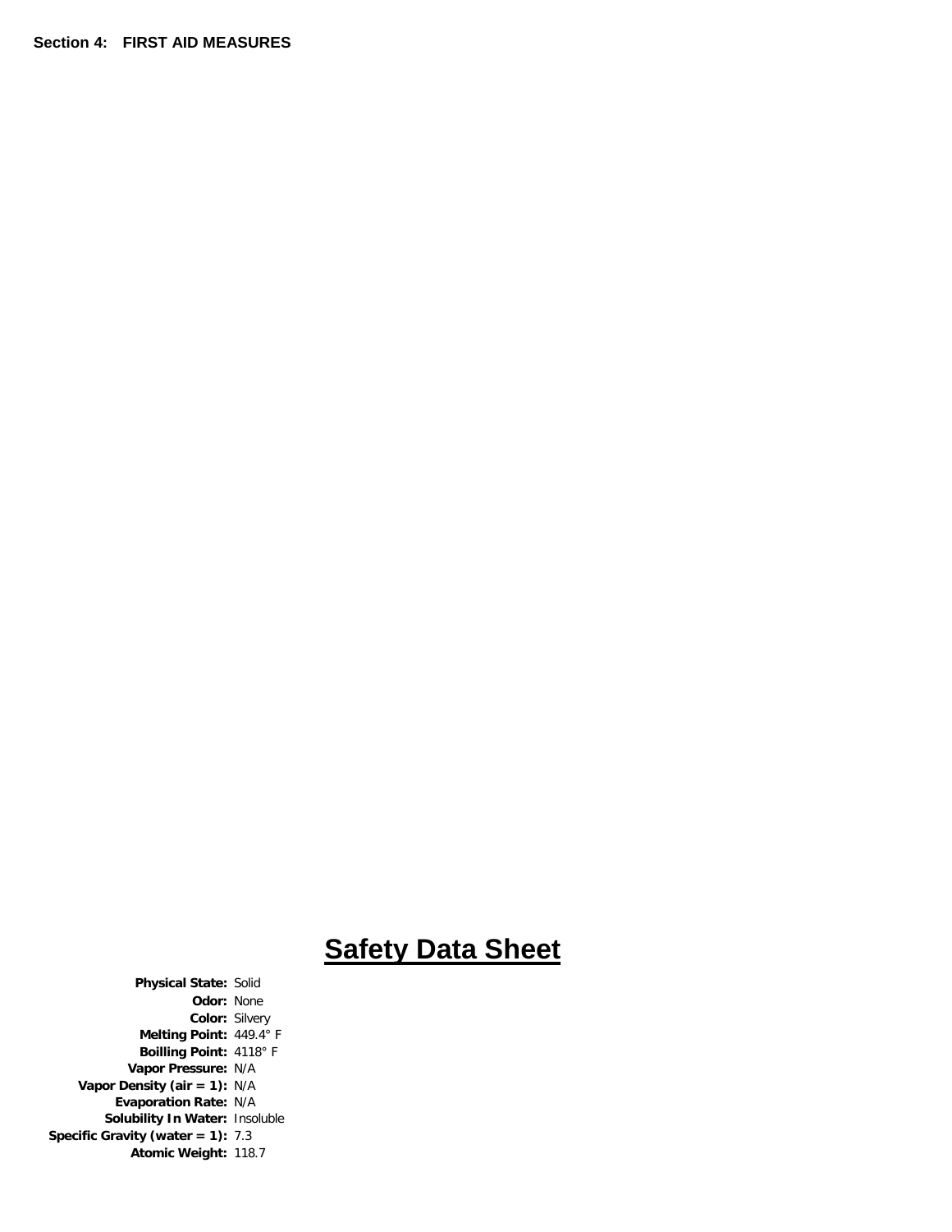**Section 4: FIRST AID MEASURES**

# Safety Data Sheet

| | |
|---|---|
| **Physical State:** | Solid |
| **Odor:** | None |
| **Color:** | Silvery |
| **Melting Point:** | 449.4° F |
| **Boilling Point:** | 4118° F |
| **Vapor Pressure:** | N/A |
| **Vapor Density (air = 1):** | N/A |
| **Evaporation Rate:** | N/A |
| **Solubility In Water:** | Insoluble |
| **Specific Gravity (water = 1):** | 7.3 |
| **Atomic Weight:** | 118.7 |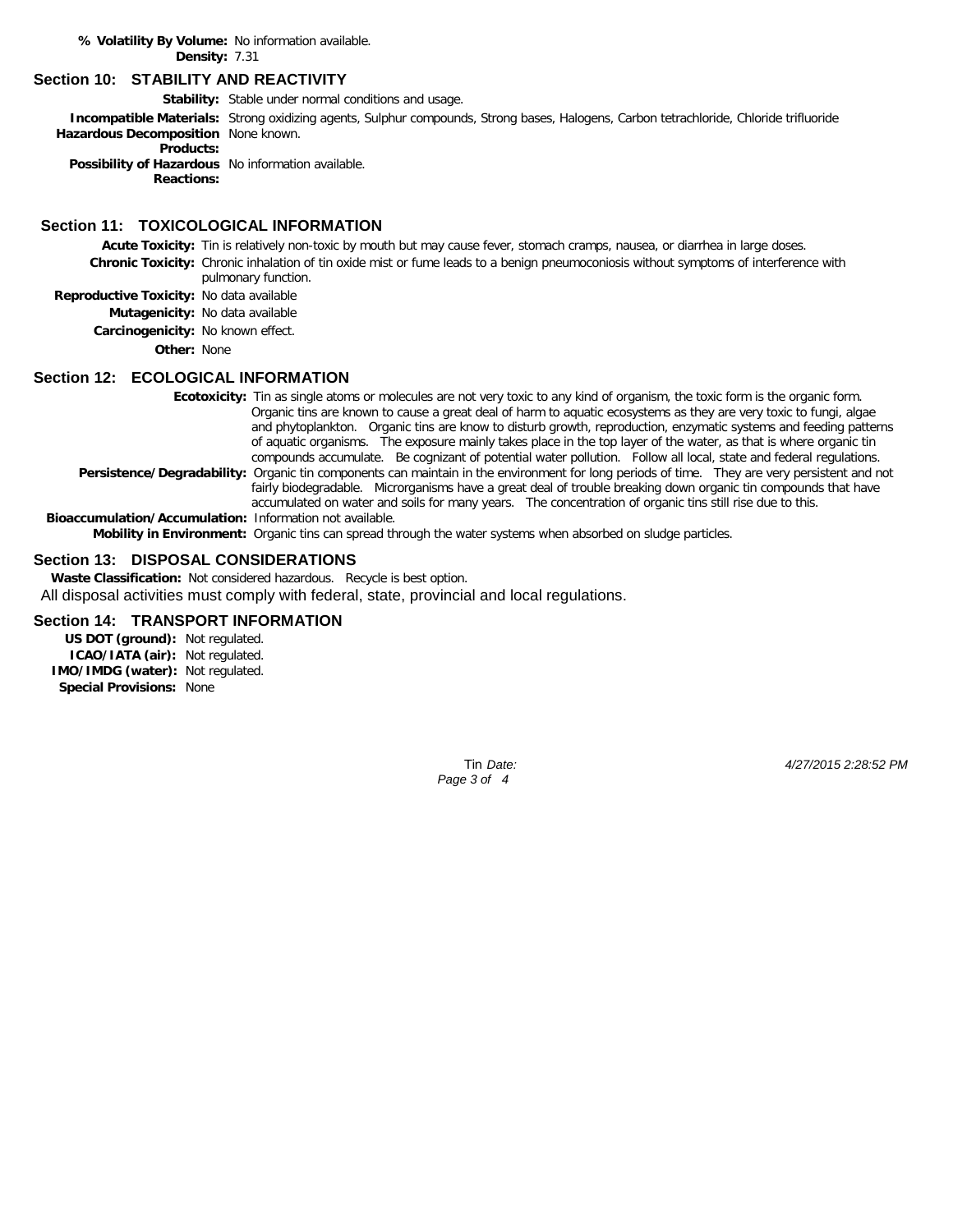**% Volatility By Volume:** No information available.
**Density:** 7.31

## Section 10: STABILITY AND REACTIVITY

**Stability:** Stable under normal conditions and usage.

**Incompatible Materials:** Strong oxidizing agents, Sulphur compounds, Strong bases, Halogens, Carbon tetrachloride, Chloride trifluoride

**Hazardous Decomposition Products:** None known.

**Possibility of Hazardous Reactions:** No information available.

## Section 11: TOXICOLOGICAL INFORMATION

**Acute Toxicity:** Tin is relatively non-toxic by mouth but may cause fever, stomach cramps, nausea, or diarrhea in large doses.

**Chronic Toxicity:** Chronic inhalation of tin oxide mist or fume leads to a benign pneumoconiosis without symptoms of interference with pulmonary function.

**Reproductive Toxicity:** No data available

**Mutagenicity:** No data available

**Carcinogenicity:** No known effect.

**Other:** None

## Section 12: ECOLOGICAL INFORMATION

**Ecotoxicity:** Tin as single atoms or molecules are not very toxic to any kind of organism, the toxic form is the organic form. Organic tins are known to cause a great deal of harm to aquatic ecosystems as they are very toxic to fungi, algae and phytoplankton. Organic tins are know to disturb growth, reproduction, enzymatic systems and feeding patterns of aquatic organisms. The exposure mainly takes place in the top layer of the water, as that is where organic tin compounds accumulate. Be cognizant of potential water pollution. Follow all local, state and federal regulations.

**Persistence/Degradability:** Organic tin components can maintain in the environment for long periods of time. They are very persistent and not fairly biodegradable. Microrganisms have a great deal of trouble breaking down organic tin compounds that have accumulated on water and soils for many years. The concentration of organic tins still rise due to this.

**Bioaccumulation/Accumulation:** Information not available.

**Mobility in Environment:** Organic tins can spread through the water systems when absorbed on sludge particles.

## Section 13: DISPOSAL CONSIDERATIONS

**Waste Classification:** Not considered hazardous. Recycle is best option.

All disposal activities must comply with federal, state, provincial and local regulations.

## Section 14: TRANSPORT INFORMATION

**US DOT (ground):** Not regulated.
**ICAO/IATA (air):** Not regulated.
**IMO/IMDG (water):** Not regulated.
**Special Provisions:** None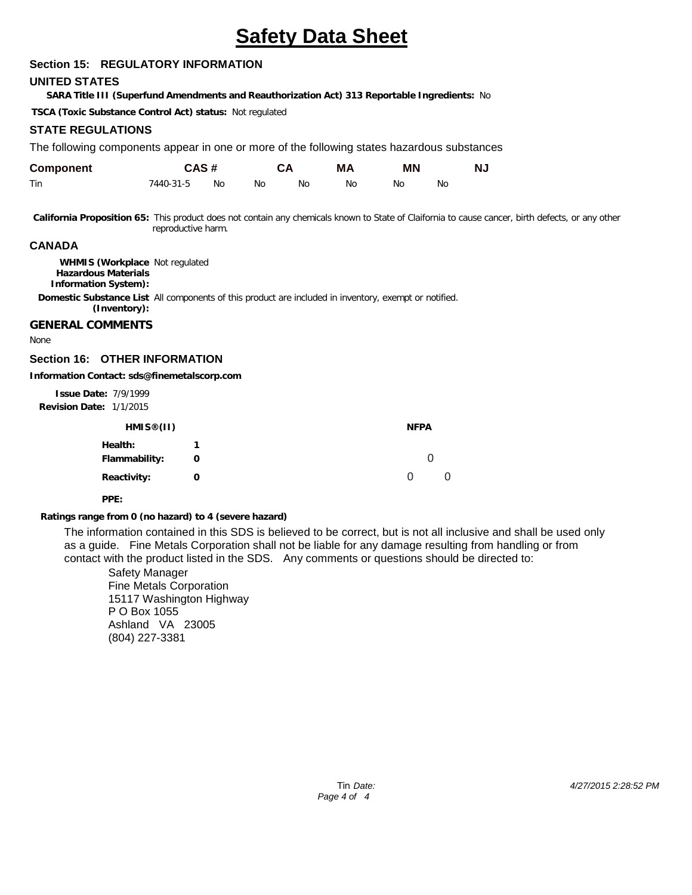# Safety Data Sheet

## Section 15: REGULATORY INFORMATION

### UNITED STATES

**SARA Title III (Superfund Amendments and Reauthorization Act) 313 Reportable Ingredients:** No

**TSCA (Toxic Substance Control Act) status:** Not regulated

### STATE REGULATIONS

The following components appear in one or more of the following states hazardous substances

| Component | CAS # | | | CA | MA | MN | NJ |
|---|---|---|---|---|---|---|---|
| Tin | 7440-31-5 | No | No | No | No | No | No |

**California Proposition 65:** This product does not contain any chemicals known to State of Claifornia to cause cancer, birth defects, or any other reproductive harm.

### CANADA

**WHMIS (Workplace Hazardous Materials Information System):** Not regulated

**Domestic Substance List (Inventory):** All components of this product are included in inventory, exempt or notified.

### GENERAL COMMENTS

None

## Section 16: OTHER INFORMATION

**Information Contact: sds@finemetalscorp.com**

**Issue Date:** 7/9/1999

**Revision Date:** 1/1/2015

**HMIS®(II)**

| | |
|---|---|
| **Health:** | **1** |
| **Flammability:** | **0** |
| **Reactivity:** | **0** |

**PPE:**

**NFPA**

0

0 0

**Ratings range from 0 (no hazard) to 4 (severe hazard)**

The information contained in this SDS is believed to be correct, but is not all inclusive and shall be used only as a guide. Fine Metals Corporation shall not be liable for any damage resulting from handling or from contact with the product listed in the SDS. Any comments or questions should be directed to:

Safety Manager
Fine Metals Corporation
15117 Washington Highway
P O Box 1055
Ashland VA 23005
(804) 227-3381